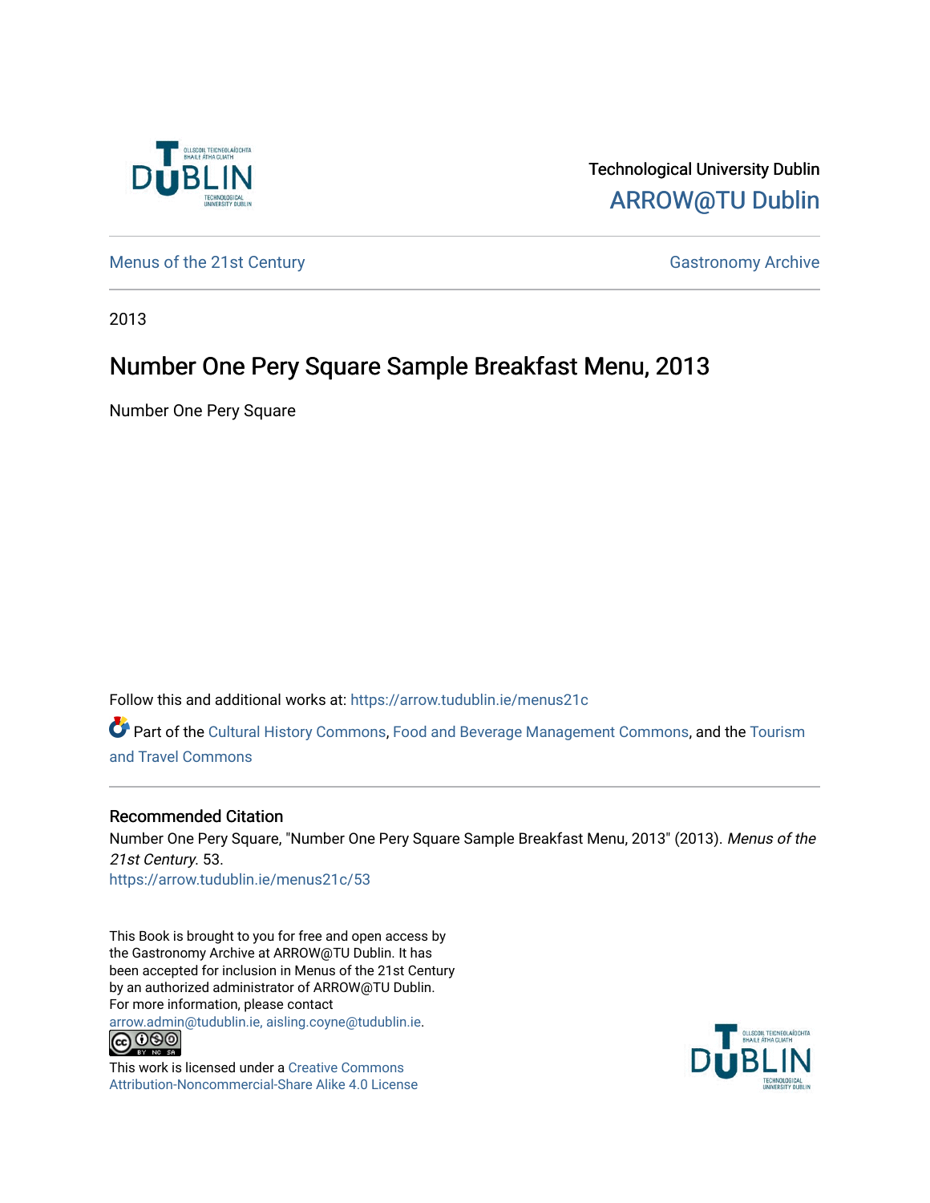Technological University Dublin

ARROW@TU Dublin

Menus of the 21st Century

Gastronomy Archive

2013

# Number One Pery Square Sample Breakfast Menu, 2013

Number One Pery Square

Follow this and additional works at: https://arrow.tudublin.ie/menus21c

Part of the Cultural History Commons, Food and Beverage Management Commons, and the Tourism and Travel Commons

## Recommended Citation

Number One Pery Square, "Number One Pery Square Sample Breakfast Menu, 2013" (2013). *Menus of the 21st Century*. 53.
https://arrow.tudublin.ie/menus21c/53

This Book is brought to you for free and open access by the Gastronomy Archive at ARROW@TU Dublin. It has been accepted for inclusion in Menus of the 21st Century by an authorized administrator of ARROW@TU Dublin. For more information, please contact arrow.admin@tudublin.ie, aisling.coyne@tudublin.ie.

This work is licensed under a Creative Commons Attribution-Noncommercial-Share Alike 4.0 License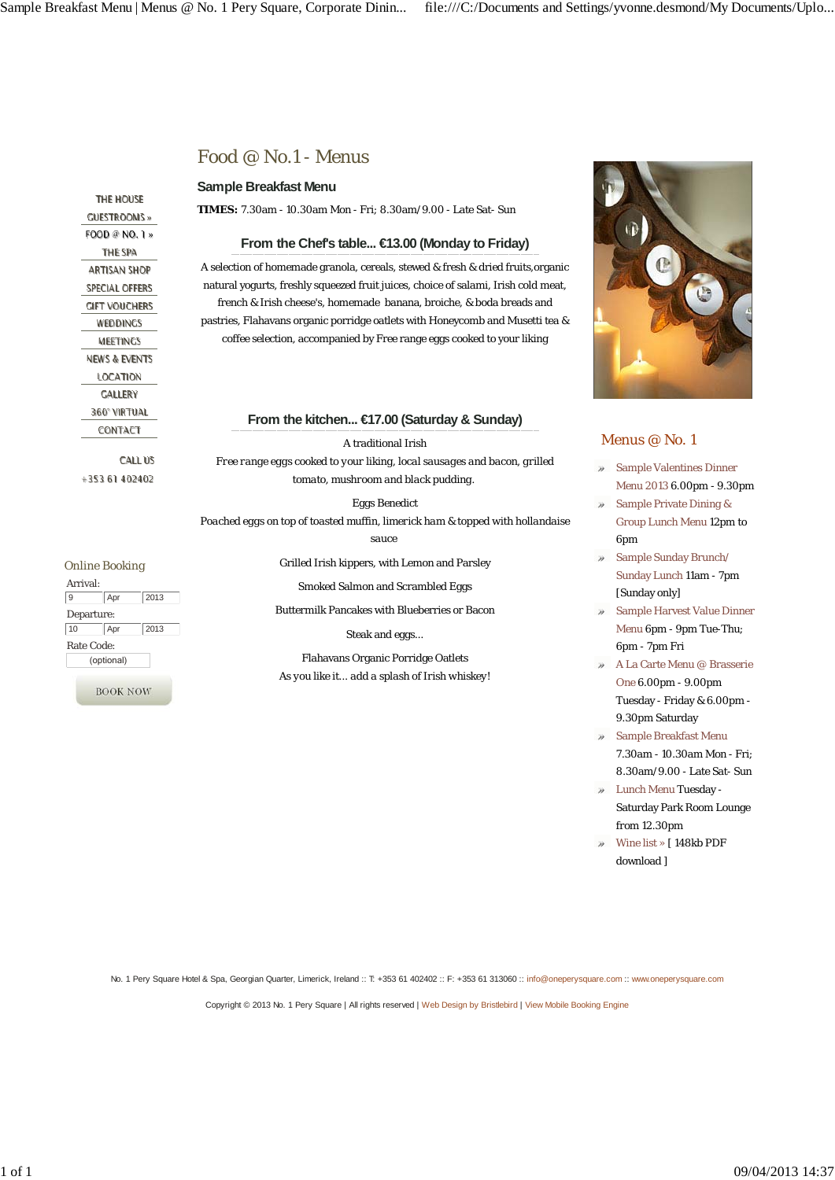# Food @ No.1 - Menus

## Sample Breakfast Menu

**TIMES:** 7.30am - 10.30am Mon - Fri; 8.30am/9.00 - Late Sat- Sun

### From the Chef's table... €13.00 (Monday to Friday)

A selection of homemade granola, cereals, stewed & fresh & dried fruits,organic natural yogurts, freshly squeezed fruit juices, choice of salami, Irish cold meat, french & Irish cheese's, homemade banana, broiche, & boda breads and pastries, Flahavans organic porridge oatlets with Honeycomb and Musetti tea & coffee selection, accompanied by Free range eggs cooked to your liking

### From the kitchen... €17.00 (Saturday & Sunday)

A traditional Irish
Free range eggs cooked to your liking, local sausages and bacon, grilled tomato, mushroom and black pudding.

Eggs Benedict
Poached eggs on top of toasted muffin, limerick ham & topped with hollandaise sauce

Grilled Irish kippers, with Lemon and Parsley

Smoked Salmon and Scrambled Eggs

Buttermilk Pancakes with Blueberries or Bacon

Steak and eggs...

Flahavans Organic Porridge Oatlets
As you like it... add a splash of Irish whiskey!

THE HOUSE
GUESTROOMS »
FOOD @ NO. 1 »
THE SPA
ARTISAN SHOP
SPECIAL OFFERS
GIFT VOUCHERS
WEDDINGS
MEETINGS
NEWS & EVENTS
LOCATION
GALLERY
360° VIRTUAL
CONTACT

CALL US
+353 61 402402

## Online Booking

Arrival: 9 Apr 2013

Departure: 10 Apr 2013

Rate Code: (optional)

BOOK NOW

## Menus @ No. 1

- Sample Valentines Dinner Menu 2013 6.00pm - 9.30pm
- Sample Private Dining & Group Lunch Menu 12pm to 6pm
- Sample Sunday Brunch/ Sunday Lunch 11am - 7pm [Sunday only]
- Sample Harvest Value Dinner Menu 6pm - 9pm Tue-Thu; 6pm - 7pm Fri
- A La Carte Menu @ Brasserie One 6.00pm - 9.00pm Tuesday - Friday & 6.00pm - 9.30pm Saturday
- Sample Breakfast Menu 7.30am - 10.30am Mon - Fri; 8.30am/9.00 - Late Sat- Sun
- Lunch Menu Tuesday - Saturday Park Room Lounge from 12.30pm
- Wine list » [ 148kb PDF download ]

No. 1 Pery Square Hotel & Spa, Georgian Quarter, Limerick, Ireland :: T: +353 61 402402 :: F: +353 61 313060 :: info@oneperysquare.com :: www.oneperysquare.com

Copyright © 2013 No. 1 Pery Square | All rights reserved | Web Design by Bristlebird | View Mobile Booking Engine